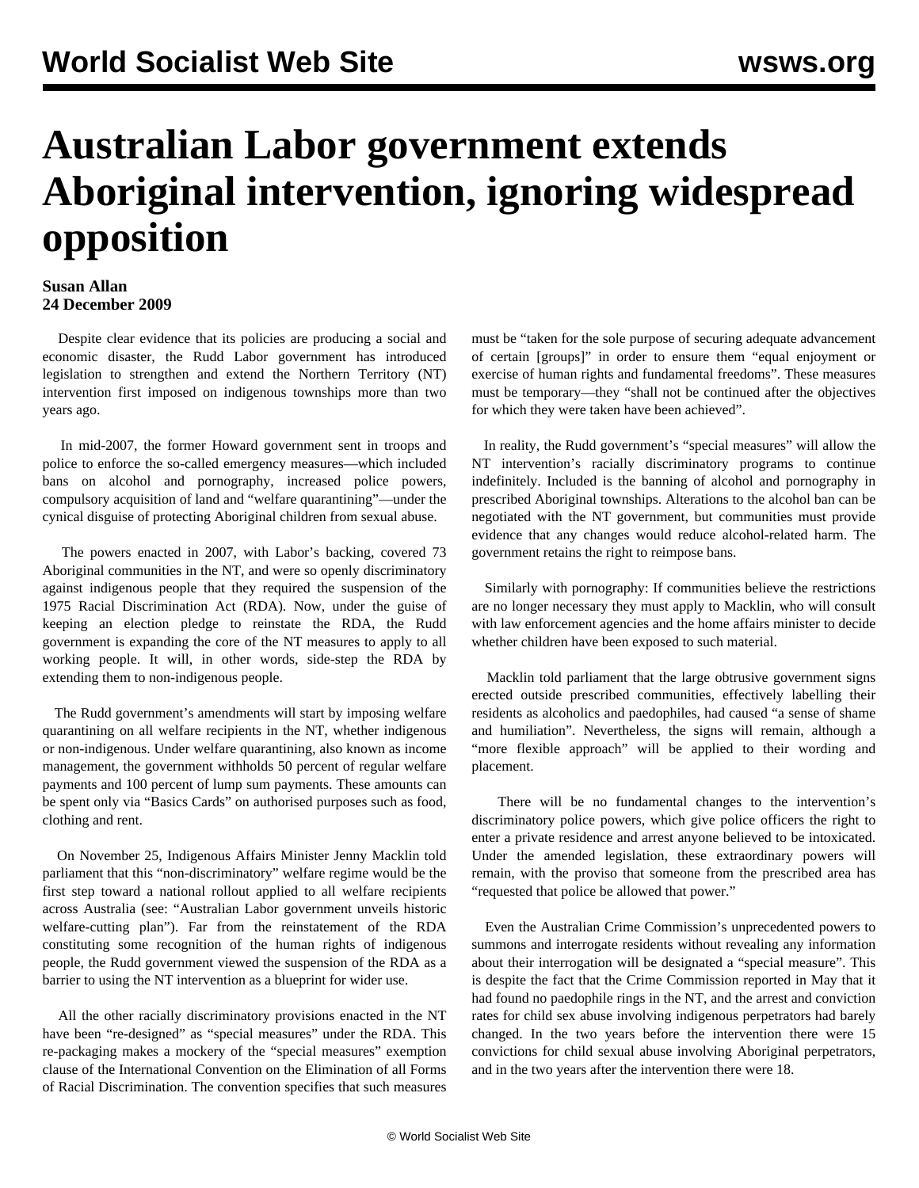# Australian Labor government extends Aboriginal intervention, ignoring widespread opposition

**Susan Allan**
**24 December 2009**

Despite clear evidence that its policies are producing a social and economic disaster, the Rudd Labor government has introduced legislation to strengthen and extend the Northern Territory (NT) intervention first imposed on indigenous townships more than two years ago.

In mid-2007, the former Howard government sent in troops and police to enforce the so-called emergency measures—which included bans on alcohol and pornography, increased police powers, compulsory acquisition of land and "welfare quarantining"—under the cynical disguise of protecting Aboriginal children from sexual abuse.

The powers enacted in 2007, with Labor's backing, covered 73 Aboriginal communities in the NT, and were so openly discriminatory against indigenous people that they required the suspension of the 1975 Racial Discrimination Act (RDA). Now, under the guise of keeping an election pledge to reinstate the RDA, the Rudd government is expanding the core of the NT measures to apply to all working people. It will, in other words, side-step the RDA by extending them to non-indigenous people.

The Rudd government's amendments will start by imposing welfare quarantining on all welfare recipients in the NT, whether indigenous or non-indigenous. Under welfare quarantining, also known as income management, the government withholds 50 percent of regular welfare payments and 100 percent of lump sum payments. These amounts can be spent only via "Basics Cards" on authorised purposes such as food, clothing and rent.

On November 25, Indigenous Affairs Minister Jenny Macklin told parliament that this "non-discriminatory" welfare regime would be the first step toward a national rollout applied to all welfare recipients across Australia (see: "Australian Labor government unveils historic welfare-cutting plan"). Far from the reinstatement of the RDA constituting some recognition of the human rights of indigenous people, the Rudd government viewed the suspension of the RDA as a barrier to using the NT intervention as a blueprint for wider use.

All the other racially discriminatory provisions enacted in the NT have been "re-designed" as "special measures" under the RDA. This re-packaging makes a mockery of the "special measures" exemption clause of the International Convention on the Elimination of all Forms of Racial Discrimination. The convention specifies that such measures must be "taken for the sole purpose of securing adequate advancement of certain [groups]" in order to ensure them "equal enjoyment or exercise of human rights and fundamental freedoms". These measures must be temporary—they "shall not be continued after the objectives for which they were taken have been achieved".

In reality, the Rudd government's "special measures" will allow the NT intervention's racially discriminatory programs to continue indefinitely. Included is the banning of alcohol and pornography in prescribed Aboriginal townships. Alterations to the alcohol ban can be negotiated with the NT government, but communities must provide evidence that any changes would reduce alcohol-related harm. The government retains the right to reimpose bans.

Similarly with pornography: If communities believe the restrictions are no longer necessary they must apply to Macklin, who will consult with law enforcement agencies and the home affairs minister to decide whether children have been exposed to such material.

Macklin told parliament that the large obtrusive government signs erected outside prescribed communities, effectively labelling their residents as alcoholics and paedophiles, had caused "a sense of shame and humiliation". Nevertheless, the signs will remain, although a "more flexible approach" will be applied to their wording and placement.

There will be no fundamental changes to the intervention's discriminatory police powers, which give police officers the right to enter a private residence and arrest anyone believed to be intoxicated. Under the amended legislation, these extraordinary powers will remain, with the proviso that someone from the prescribed area has "requested that police be allowed that power."

Even the Australian Crime Commission's unprecedented powers to summons and interrogate residents without revealing any information about their interrogation will be designated a "special measure". This is despite the fact that the Crime Commission reported in May that it had found no paedophile rings in the NT, and the arrest and conviction rates for child sex abuse involving indigenous perpetrators had barely changed. In the two years before the intervention there were 15 convictions for child sexual abuse involving Aboriginal perpetrators, and in the two years after the intervention there were 18.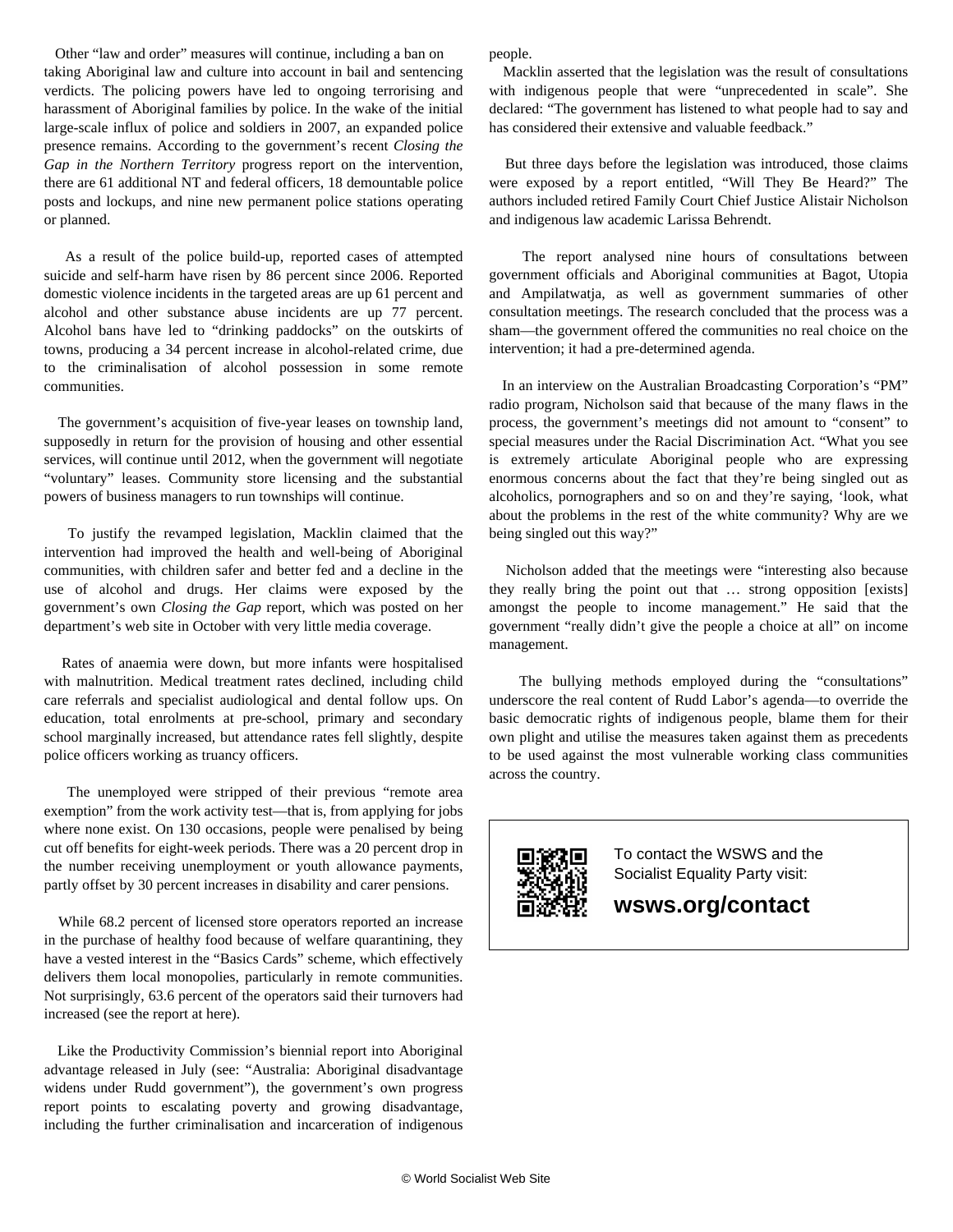Other "law and order" measures will continue, including a ban on taking Aboriginal law and culture into account in bail and sentencing verdicts. The policing powers have led to ongoing terrorising and harassment of Aboriginal families by police. In the wake of the initial large-scale influx of police and soldiers in 2007, an expanded police presence remains. According to the government's recent *Closing the Gap in the Northern Territory* progress report on the intervention, there are 61 additional NT and federal officers, 18 demountable police posts and lockups, and nine new permanent police stations operating or planned.

As a result of the police build-up, reported cases of attempted suicide and self-harm have risen by 86 percent since 2006. Reported domestic violence incidents in the targeted areas are up 61 percent and alcohol and other substance abuse incidents are up 77 percent. Alcohol bans have led to "drinking paddocks" on the outskirts of towns, producing a 34 percent increase in alcohol-related crime, due to the criminalisation of alcohol possession in some remote communities.

The government's acquisition of five-year leases on township land, supposedly in return for the provision of housing and other essential services, will continue until 2012, when the government will negotiate "voluntary" leases. Community store licensing and the substantial powers of business managers to run townships will continue.

To justify the revamped legislation, Macklin claimed that the intervention had improved the health and well-being of Aboriginal communities, with children safer and better fed and a decline in the use of alcohol and drugs. Her claims were exposed by the government's own *Closing the Gap* report, which was posted on her department's web site in October with very little media coverage.

Rates of anaemia were down, but more infants were hospitalised with malnutrition. Medical treatment rates declined, including child care referrals and specialist audiological and dental follow ups. On education, total enrolments at pre-school, primary and secondary school marginally increased, but attendance rates fell slightly, despite police officers working as truancy officers.

The unemployed were stripped of their previous "remote area exemption" from the work activity test—that is, from applying for jobs where none exist. On 130 occasions, people were penalised by being cut off benefits for eight-week periods. There was a 20 percent drop in the number receiving unemployment or youth allowance payments, partly offset by 30 percent increases in disability and carer pensions.

While 68.2 percent of licensed store operators reported an increase in the purchase of healthy food because of welfare quarantining, they have a vested interest in the "Basics Cards" scheme, which effectively delivers them local monopolies, particularly in remote communities. Not surprisingly, 63.6 percent of the operators said their turnovers had increased (see the report at here).

Like the Productivity Commission's biennial report into Aboriginal advantage released in July (see: "Australia: Aboriginal disadvantage widens under Rudd government"), the government's own progress report points to escalating poverty and growing disadvantage, including the further criminalisation and incarceration of indigenous people.

Macklin asserted that the legislation was the result of consultations with indigenous people that were "unprecedented in scale". She declared: "The government has listened to what people had to say and has considered their extensive and valuable feedback."

But three days before the legislation was introduced, those claims were exposed by a report entitled, "Will They Be Heard?" The authors included retired Family Court Chief Justice Alistair Nicholson and indigenous law academic Larissa Behrendt.

The report analysed nine hours of consultations between government officials and Aboriginal communities at Bagot, Utopia and Ampilatwatja, as well as government summaries of other consultation meetings. The research concluded that the process was a sham—the government offered the communities no real choice on the intervention; it had a pre-determined agenda.

In an interview on the Australian Broadcasting Corporation's "PM" radio program, Nicholson said that because of the many flaws in the process, the government's meetings did not amount to "consent" to special measures under the Racial Discrimination Act. "What you see is extremely articulate Aboriginal people who are expressing enormous concerns about the fact that they're being singled out as alcoholics, pornographers and so on and they're saying, 'look, what about the problems in the rest of the white community? Why are we being singled out this way?"

Nicholson added that the meetings were "interesting also because they really bring the point out that … strong opposition [exists] amongst the people to income management." He said that the government "really didn't give the people a choice at all" on income management.

The bullying methods employed during the "consultations" underscore the real content of Rudd Labor's agenda—to override the basic democratic rights of indigenous people, blame them for their own plight and utilise the measures taken against them as precedents to be used against the most vulnerable working class communities across the country.

To contact the WSWS and the Socialist Equality Party visit:

**wsws.org/contact**